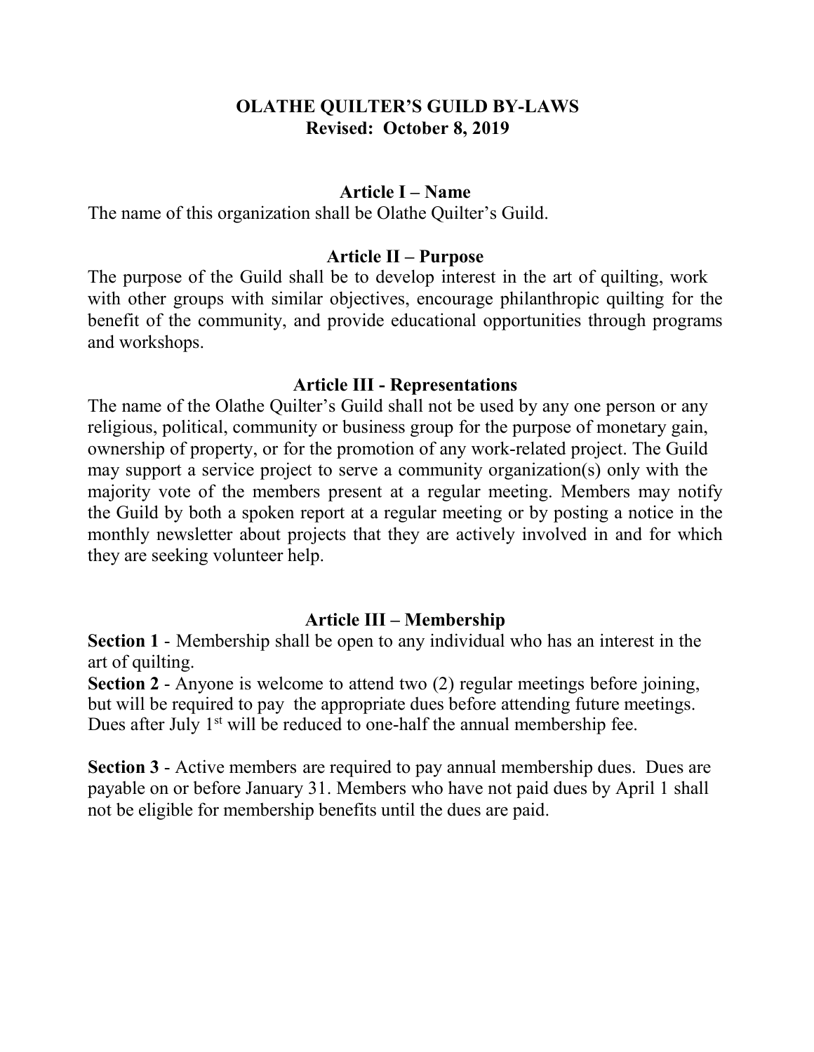# OLATHE QUILTER'S GUILD BY-LAWS
**Revised: October 8, 2019**

## Article I – Name

The name of this organization shall be Olathe Quilter's Guild.

## Article II – Purpose

The purpose of the Guild shall be to develop interest in the art of quilting, work with other groups with similar objectives, encourage philanthropic quilting for the benefit of the community, and provide educational opportunities through programs and workshops.

## Article III - Representations

The name of the Olathe Quilter's Guild shall not be used by any one person or any religious, political, community or business group for the purpose of monetary gain, ownership of property, or for the promotion of any work-related project. The Guild may support a service project to serve a community organization(s) only with the majority vote of the members present at a regular meeting. Members may notify the Guild by both a spoken report at a regular meeting or by posting a notice in the monthly newsletter about projects that they are actively involved in and for which they are seeking volunteer help.

## Article III – Membership

**Section 1** - Membership shall be open to any individual who has an interest in the art of quilting.

**Section 2** - Anyone is welcome to attend two (2) regular meetings before joining, but will be required to pay the appropriate dues before attending future meetings. Dues after July 1st will be reduced to one-half the annual membership fee.

**Section 3** - Active members are required to pay annual membership dues. Dues are payable on or before January 31. Members who have not paid dues by April 1 shall not be eligible for membership benefits until the dues are paid.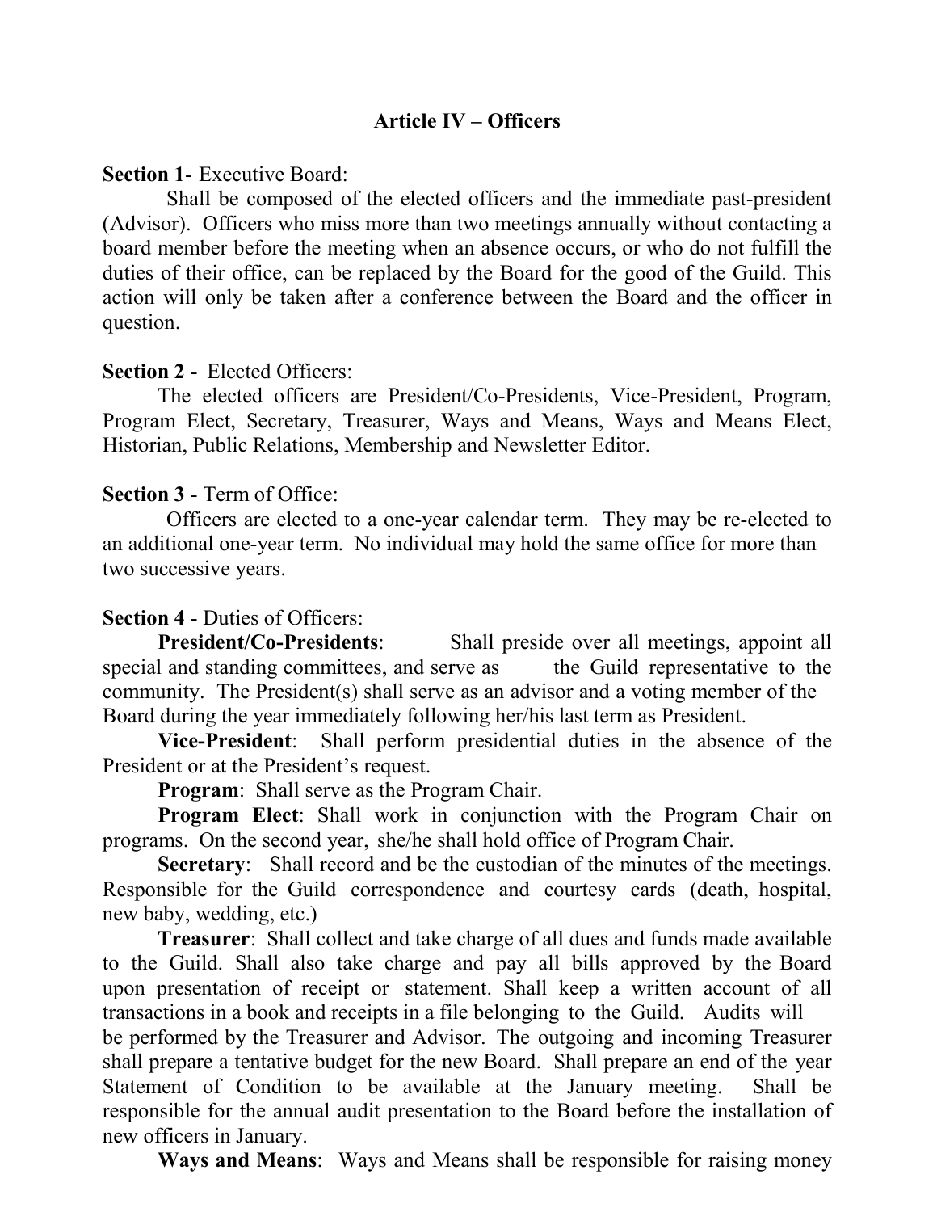## Article IV – Officers

**Section 1**- Executive Board:

Shall be composed of the elected officers and the immediate past-president (Advisor). Officers who miss more than two meetings annually without contacting a board member before the meeting when an absence occurs, or who do not fulfill the duties of their office, can be replaced by the Board for the good of the Guild. This action will only be taken after a conference between the Board and the officer in question.

**Section 2** - Elected Officers:

The elected officers are President/Co-Presidents, Vice-President, Program, Program Elect, Secretary, Treasurer, Ways and Means, Ways and Means Elect, Historian, Public Relations, Membership and Newsletter Editor.

**Section 3** - Term of Office:

Officers are elected to a one-year calendar term. They may be re-elected to an additional one-year term. No individual may hold the same office for more than two successive years.

**Section 4** - Duties of Officers:

**President/Co-Presidents**: Shall preside over all meetings, appoint all special and standing committees, and serve as the Guild representative to the community. The President(s) shall serve as an advisor and a voting member of the Board during the year immediately following her/his last term as President.

**Vice-President**: Shall perform presidential duties in the absence of the President or at the President's request.

**Program**: Shall serve as the Program Chair.

**Program Elect**: Shall work in conjunction with the Program Chair on programs. On the second year, she/he shall hold office of Program Chair.

**Secretary**: Shall record and be the custodian of the minutes of the meetings. Responsible for the Guild correspondence and courtesy cards (death, hospital, new baby, wedding, etc.)

**Treasurer**: Shall collect and take charge of all dues and funds made available to the Guild. Shall also take charge and pay all bills approved by the Board upon presentation of receipt or statement. Shall keep a written account of all transactions in a book and receipts in a file belonging to the Guild. Audits will be performed by the Treasurer and Advisor. The outgoing and incoming Treasurer shall prepare a tentative budget for the new Board. Shall prepare an end of the year Statement of Condition to be available at the January meeting. Shall be responsible for the annual audit presentation to the Board before the installation of new officers in January.

**Ways and Means**: Ways and Means shall be responsible for raising money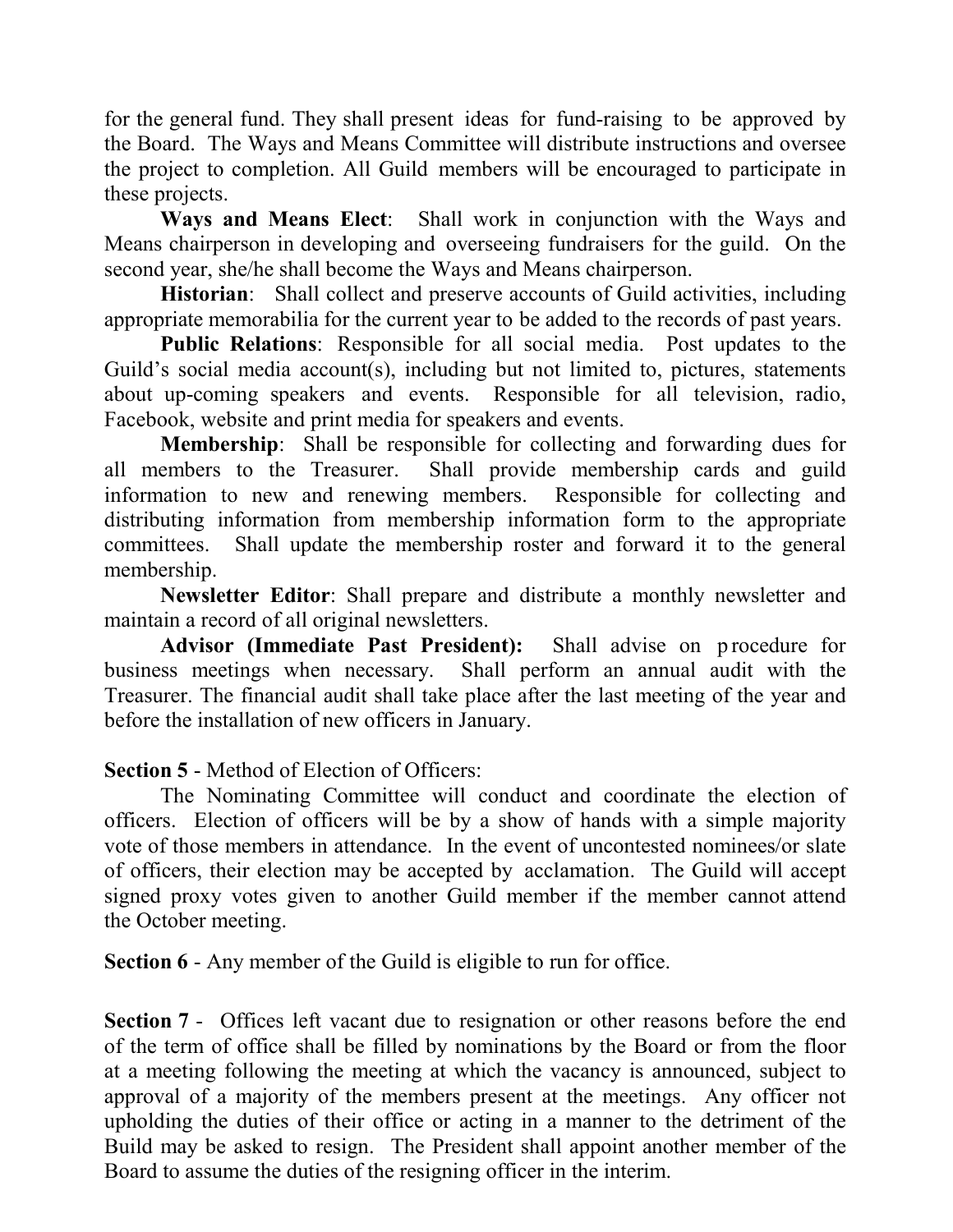for the general fund. They shall present ideas for fund-raising to be approved by the Board. The Ways and Means Committee will distribute instructions and oversee the project to completion. All Guild members will be encouraged to participate in these projects.

**Ways and Means Elect**: Shall work in conjunction with the Ways and Means chairperson in developing and overseeing fundraisers for the guild. On the second year, she/he shall become the Ways and Means chairperson.

**Historian**: Shall collect and preserve accounts of Guild activities, including appropriate memorabilia for the current year to be added to the records of past years.

**Public Relations**: Responsible for all social media. Post updates to the Guild's social media account(s), including but not limited to, pictures, statements about up-coming speakers and events. Responsible for all television, radio, Facebook, website and print media for speakers and events.

**Membership**: Shall be responsible for collecting and forwarding dues for all members to the Treasurer. Shall provide membership cards and guild information to new and renewing members. Responsible for collecting and distributing information from membership information form to the appropriate committees. Shall update the membership roster and forward it to the general membership.

**Newsletter Editor**: Shall prepare and distribute a monthly newsletter and maintain a record of all original newsletters.

**Advisor (Immediate Past President):** Shall advise on procedure for business meetings when necessary. Shall perform an annual audit with the Treasurer. The financial audit shall take place after the last meeting of the year and before the installation of new officers in January.

**Section 5** - Method of Election of Officers:

The Nominating Committee will conduct and coordinate the election of officers. Election of officers will be by a show of hands with a simple majority vote of those members in attendance. In the event of uncontested nominees/or slate of officers, their election may be accepted by acclamation. The Guild will accept signed proxy votes given to another Guild member if the member cannot attend the October meeting.

**Section 6** - Any member of the Guild is eligible to run for office.

**Section 7** - Offices left vacant due to resignation or other reasons before the end of the term of office shall be filled by nominations by the Board or from the floor at a meeting following the meeting at which the vacancy is announced, subject to approval of a majority of the members present at the meetings. Any officer not upholding the duties of their office or acting in a manner to the detriment of the Build may be asked to resign. The President shall appoint another member of the Board to assume the duties of the resigning officer in the interim.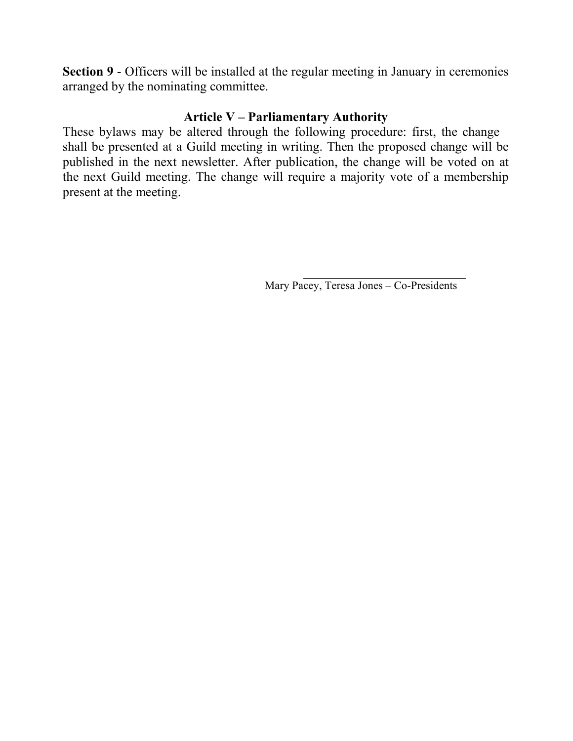**Section 9** - Officers will be installed at the regular meeting in January in ceremonies arranged by the nominating committee.

## Article V – Parliamentary Authority

These bylaws may be altered through the following procedure: first, the change shall be presented at a Guild meeting in writing. Then the proposed change will be published in the next newsletter. After publication, the change will be voted on at the next Guild meeting. The change will require a majority vote of a membership present at the meeting.

\_\_\_\_\_\_\_\_\_\_\_\_\_\_\_\_\_\_\_\_\_\_\_\_\_\_\_\_\_\_

Mary Pacey, Teresa Jones – Co-Presidents